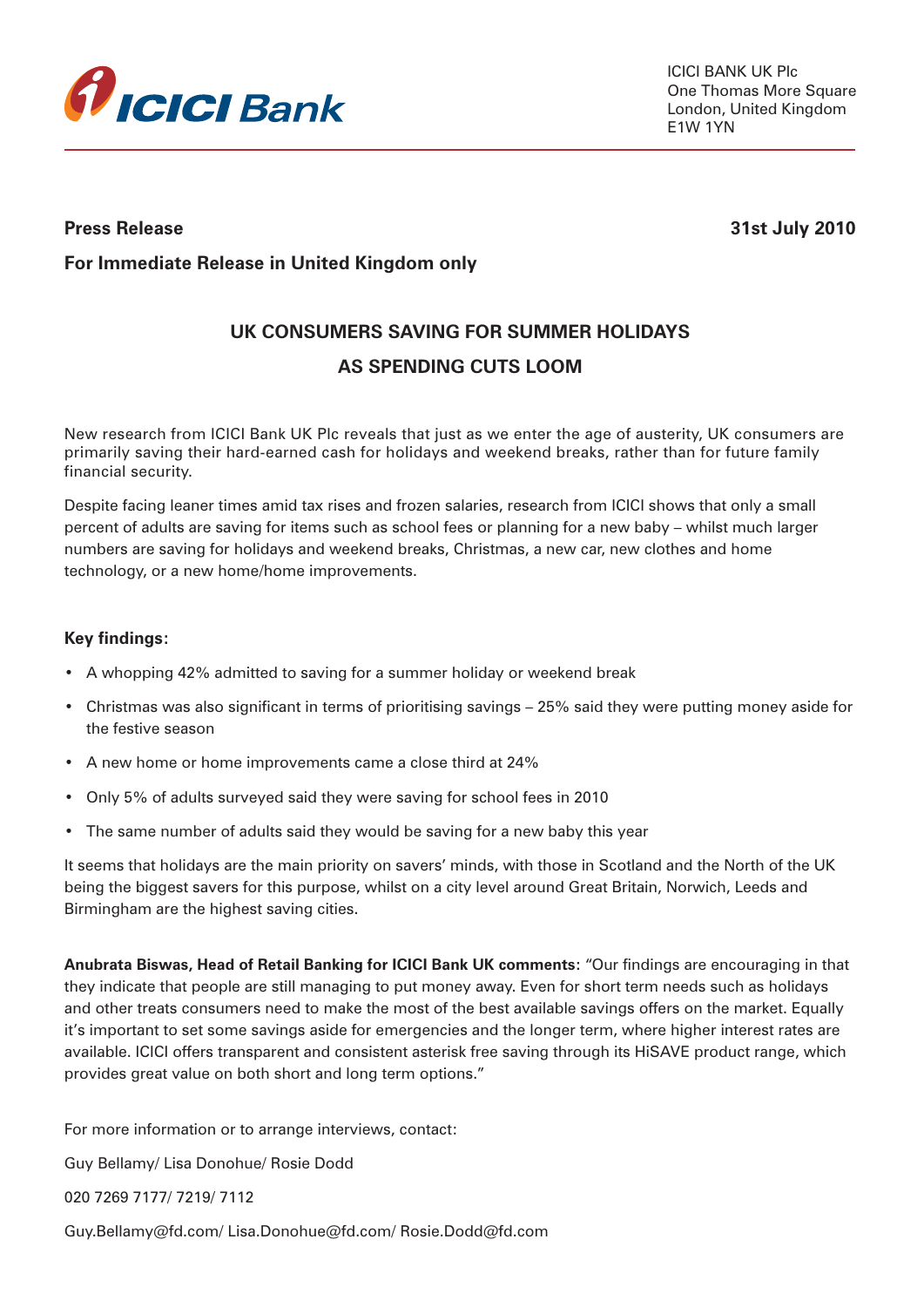ICICI Bank

ICICI BANK UK Plc
One Thomas More Square
London, United Kingdom
E1W 1YN

**Press Release** **31st July 2010**

**For Immediate Release in United Kingdom only**

## UK CONSUMERS SAVING FOR SUMMER HOLIDAYS AS SPENDING CUTS LOOM

New research from ICICI Bank UK Plc reveals that just as we enter the age of austerity, UK consumers are primarily saving their hard-earned cash for holidays and weekend breaks, rather than for future family financial security.

Despite facing leaner times amid tax rises and frozen salaries, research from ICICI shows that only a small percent of adults are saving for items such as school fees or planning for a new baby – whilst much larger numbers are saving for holidays and weekend breaks, Christmas, a new car, new clothes and home technology, or a new home/home improvements.

**Key findings:**

- A whopping 42% admitted to saving for a summer holiday or weekend break
- Christmas was also significant in terms of prioritising savings – 25% said they were putting money aside for the festive season
- A new home or home improvements came a close third at 24%
- Only 5% of adults surveyed said they were saving for school fees in 2010
- The same number of adults said they would be saving for a new baby this year

It seems that holidays are the main priority on savers' minds, with those in Scotland and the North of the UK being the biggest savers for this purpose, whilst on a city level around Great Britain, Norwich, Leeds and Birmingham are the highest saving cities.

**Anubrata Biswas, Head of Retail Banking for ICICI Bank UK comments:** "Our findings are encouraging in that they indicate that people are still managing to put money away. Even for short term needs such as holidays and other treats consumers need to make the most of the best available savings offers on the market. Equally it's important to set some savings aside for emergencies and the longer term, where higher interest rates are available. ICICI offers transparent and consistent asterisk free saving through its HiSAVE product range, which provides great value on both short and long term options."

For more information or to arrange interviews, contact:

Guy Bellamy/ Lisa Donohue/ Rosie Dodd

020 7269 7177/ 7219/ 7112

Guy.Bellamy@fd.com/ Lisa.Donohue@fd.com/ Rosie.Dodd@fd.com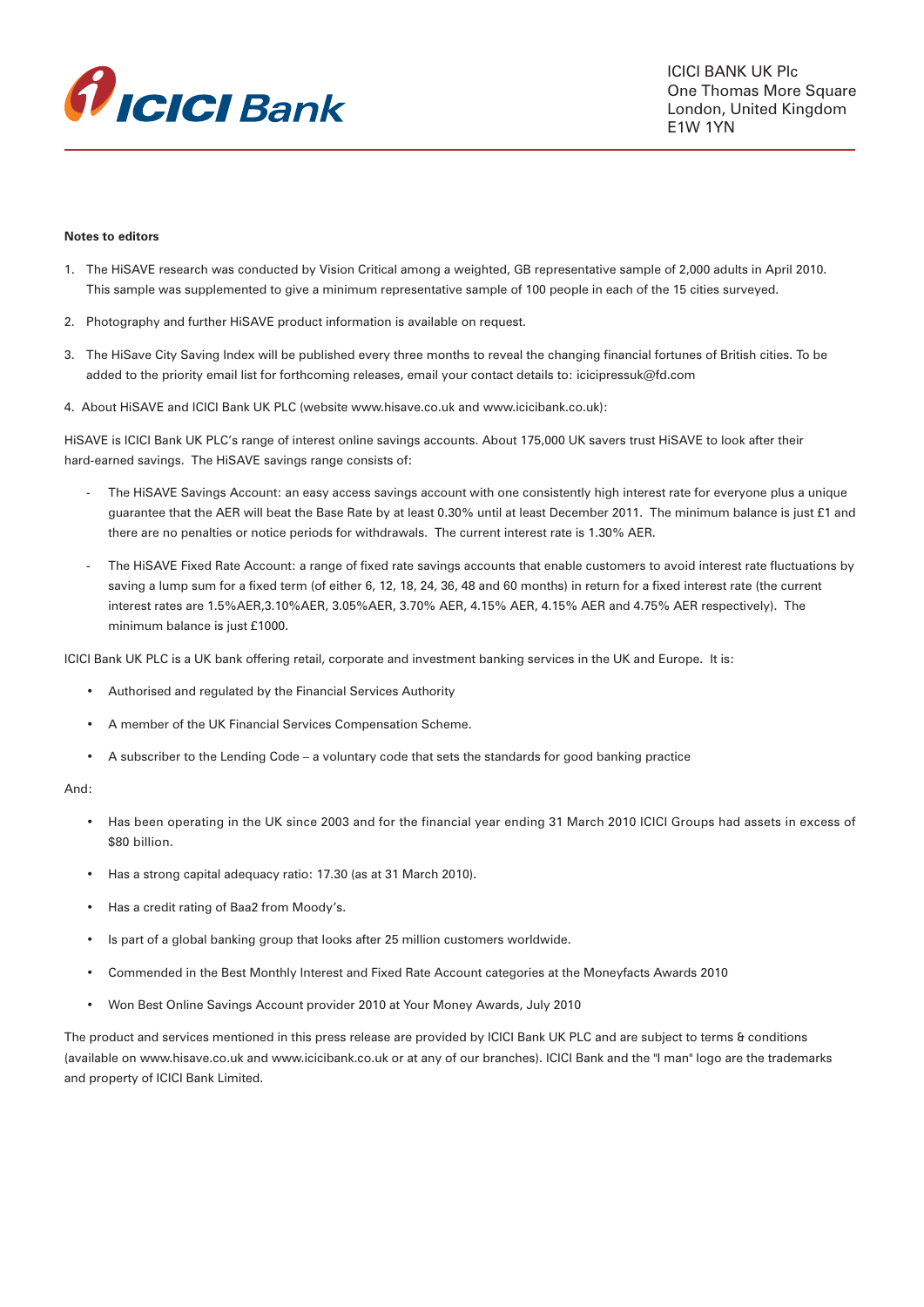ICICI BANK UK Plc
One Thomas More Square
London, United Kingdom
E1W 1YN

**Notes to editors**

1. The HiSAVE research was conducted by Vision Critical among a weighted, GB representative sample of 2,000 adults in April 2010. This sample was supplemented to give a minimum representative sample of 100 people in each of the 15 cities surveyed.

2. Photography and further HiSAVE product information is available on request.

3. The HiSave City Saving Index will be published every three months to reveal the changing financial fortunes of British cities. To be added to the priority email list for forthcoming releases, email your contact details to: icicipressuk@fd.com

4. About HiSAVE and ICICI Bank UK PLC (website www.hisave.co.uk and www.icicibank.co.uk):

HiSAVE is ICICI Bank UK PLC's range of interest online savings accounts. About 175,000 UK savers trust HiSAVE to look after their hard-earned savings. The HiSAVE savings range consists of:

- The HiSAVE Savings Account: an easy access savings account with one consistently high interest rate for everyone plus a unique guarantee that the AER will beat the Base Rate by at least 0.30% until at least December 2011. The minimum balance is just £1 and there are no penalties or notice periods for withdrawals. The current interest rate is 1.30% AER.

- The HiSAVE Fixed Rate Account: a range of fixed rate savings accounts that enable customers to avoid interest rate fluctuations by saving a lump sum for a fixed term (of either 6, 12, 18, 24, 36, 48 and 60 months) in return for a fixed interest rate (the current interest rates are 1.5%AER,3.10%AER, 3.05%AER, 3.70% AER, 4.15% AER, 4.15% AER and 4.75% AER respectively). The minimum balance is just £1000.

ICICI Bank UK PLC is a UK bank offering retail, corporate and investment banking services in the UK and Europe. It is:

- Authorised and regulated by the Financial Services Authority
- A member of the UK Financial Services Compensation Scheme.
- A subscriber to the Lending Code – a voluntary code that sets the standards for good banking practice

And:

- Has been operating in the UK since 2003 and for the financial year ending 31 March 2010 ICICI Groups had assets in excess of $80 billion.
- Has a strong capital adequacy ratio: 17.30 (as at 31 March 2010).
- Has a credit rating of Baa2 from Moody's.
- Is part of a global banking group that looks after 25 million customers worldwide.
- Commended in the Best Monthly Interest and Fixed Rate Account categories at the Moneyfacts Awards 2010
- Won Best Online Savings Account provider 2010 at Your Money Awards, July 2010

The product and services mentioned in this press release are provided by ICICI Bank UK PLC and are subject to terms & conditions (available on www.hisave.co.uk and www.icicibank.co.uk or at any of our branches). ICICI Bank and the "I man" logo are the trademarks and property of ICICI Bank Limited.